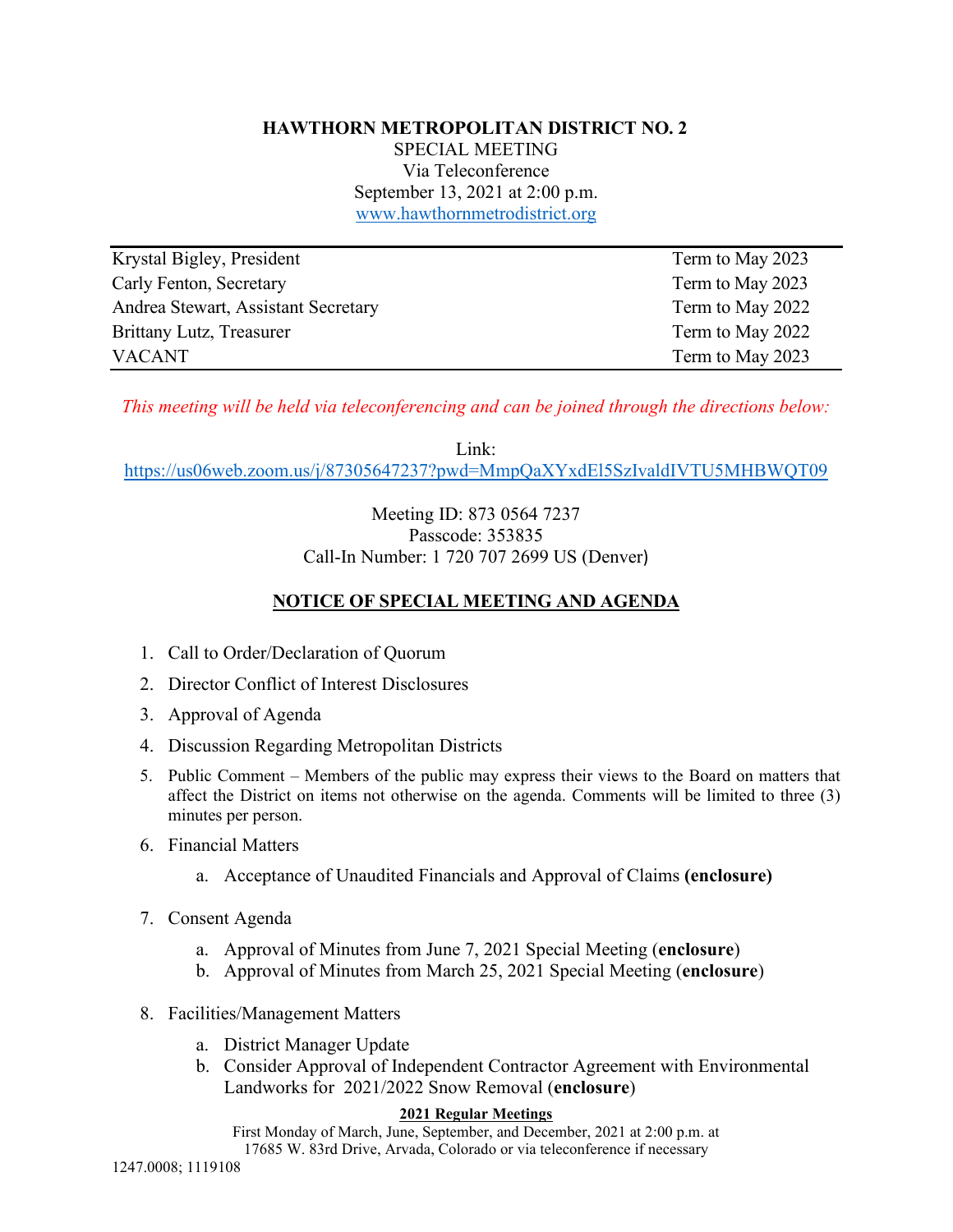# HAWTHORN METROPOLITAN DISTRICT NO. 2

SPECIAL MEETING
Via Teleconference
September 13, 2021 at 2:00 p.m.
www.hawthornmetrodistrict.org

| | |
|---|---|
| Krystal Bigley, President | Term to May 2023 |
| Carly Fenton, Secretary | Term to May 2023 |
| Andrea Stewart, Assistant Secretary | Term to May 2022 |
| Brittany Lutz, Treasurer | Term to May 2022 |
| VACANT | Term to May 2023 |

*This meeting will be held via teleconferencing and can be joined through the directions below:*

Link:
https://us06web.zoom.us/j/87305647237?pwd=MmpQaXYxdEl5SzIvaldIVTU5MHBWQT09

Meeting ID: 873 0564 7237
Passcode: 353835
Call-In Number: 1 720 707 2699 US (Denver)

## NOTICE OF SPECIAL MEETING AND AGENDA

1. Call to Order/Declaration of Quorum
2. Director Conflict of Interest Disclosures
3. Approval of Agenda
4. Discussion Regarding Metropolitan Districts
5. Public Comment – Members of the public may express their views to the Board on matters that affect the District on items not otherwise on the agenda. Comments will be limited to three (3) minutes per person.
6. Financial Matters
   a. Acceptance of Unaudited Financials and Approval of Claims **(enclosure)**
7. Consent Agenda
   a. Approval of Minutes from June 7, 2021 Special Meeting (**enclosure**)
   b. Approval of Minutes from March 25, 2021 Special Meeting (**enclosure**)
8. Facilities/Management Matters
   a. District Manager Update
   b. Consider Approval of Independent Contractor Agreement with Environmental Landworks for 2021/2022 Snow Removal (**enclosure**)

**2021 Regular Meetings**
First Monday of March, June, September, and December, 2021 at 2:00 p.m. at 17685 W. 83rd Drive, Arvada, Colorado or via teleconference if necessary

1247.0008; 1119108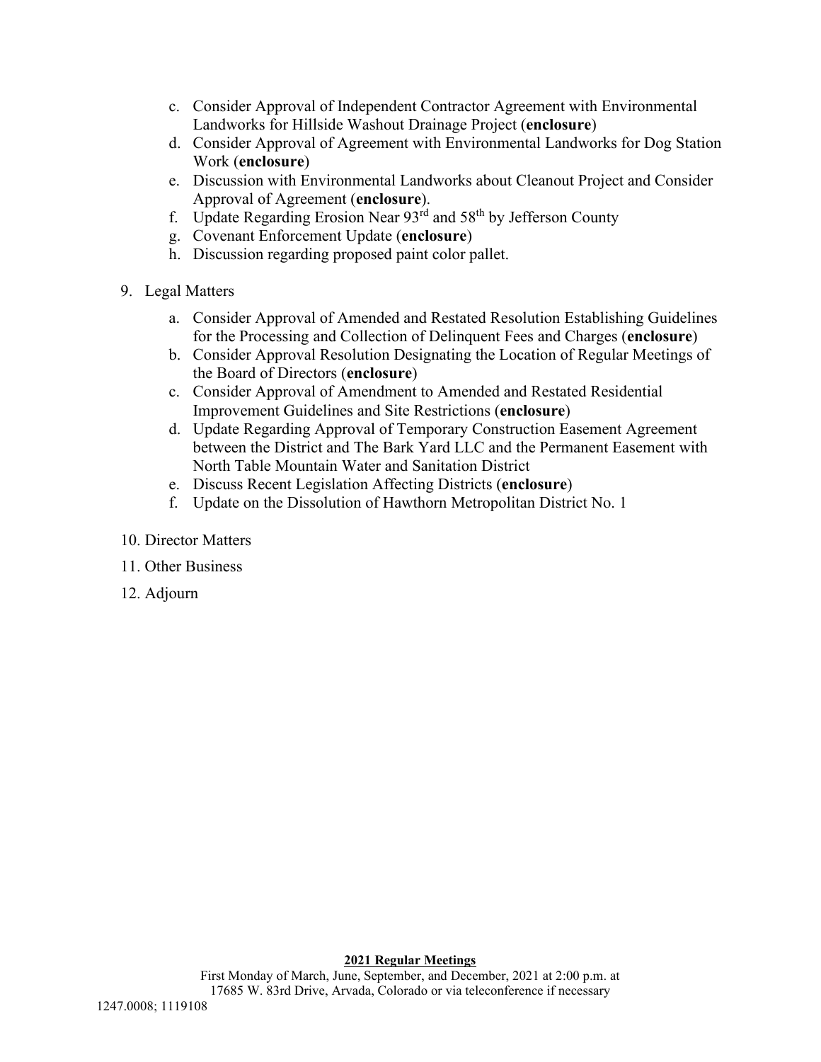c. Consider Approval of Independent Contractor Agreement with Environmental Landworks for Hillside Washout Drainage Project (**enclosure**)
d. Consider Approval of Agreement with Environmental Landworks for Dog Station Work (**enclosure**)
e. Discussion with Environmental Landworks about Cleanout Project and Consider Approval of Agreement (**enclosure**).
f. Update Regarding Erosion Near 93rd and 58th by Jefferson County
g. Covenant Enforcement Update (**enclosure**)
h. Discussion regarding proposed paint color pallet.

9. Legal Matters

   a. Consider Approval of Amended and Restated Resolution Establishing Guidelines for the Processing and Collection of Delinquent Fees and Charges (**enclosure**)
   b. Consider Approval Resolution Designating the Location of Regular Meetings of the Board of Directors (**enclosure**)
   c. Consider Approval of Amendment to Amended and Restated Residential Improvement Guidelines and Site Restrictions (**enclosure**)
   d. Update Regarding Approval of Temporary Construction Easement Agreement between the District and The Bark Yard LLC and the Permanent Easement with North Table Mountain Water and Sanitation District
   e. Discuss Recent Legislation Affecting Districts (**enclosure**)
   f. Update on the Dissolution of Hawthorn Metropolitan District No. 1

10. Director Matters

11. Other Business

12. Adjourn

**2021 Regular Meetings**

First Monday of March, June, September, and December, 2021 at 2:00 p.m. at 17685 W. 83rd Drive, Arvada, Colorado or via teleconference if necessary

1247.0008; 1119108